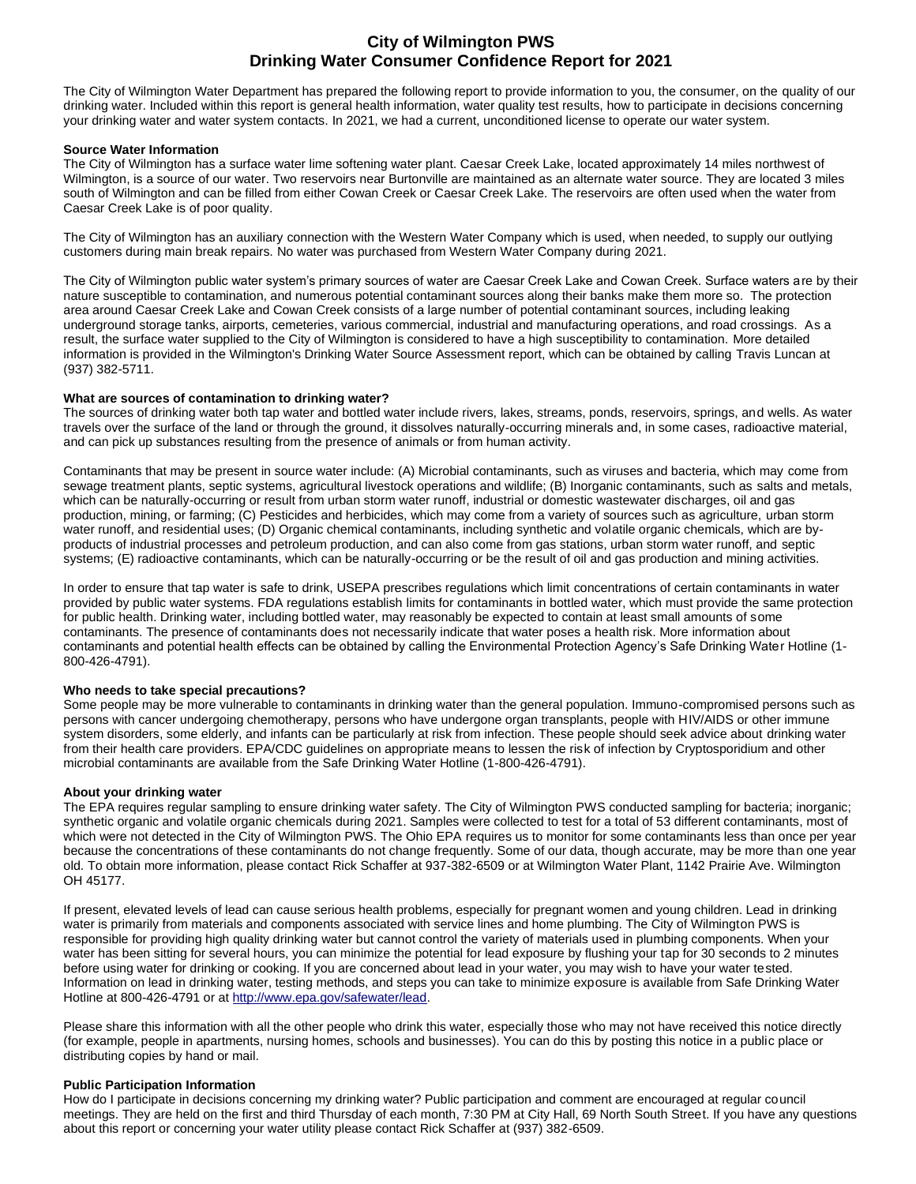# City of Wilmington PWS
# Drinking Water Consumer Confidence Report for 2021

The City of Wilmington Water Department has prepared the following report to provide information to you, the consumer, on the quality of our drinking water. Included within this report is general health information, water quality test results, how to participate in decisions concerning your drinking water and water system contacts. In 2021, we had a current, unconditioned license to operate our water system.

**Source Water Information**

The City of Wilmington has a surface water lime softening water plant. Caesar Creek Lake, located approximately 14 miles northwest of Wilmington, is a source of our water. Two reservoirs near Burtonville are maintained as an alternate water source. They are located 3 miles south of Wilmington and can be filled from either Cowan Creek or Caesar Creek Lake. The reservoirs are often used when the water from Caesar Creek Lake is of poor quality.

The City of Wilmington has an auxiliary connection with the Western Water Company which is used, when needed, to supply our outlying customers during main break repairs. No water was purchased from Western Water Company during 2021.

The City of Wilmington public water system's primary sources of water are Caesar Creek Lake and Cowan Creek. Surface waters are by their nature susceptible to contamination, and numerous potential contaminant sources along their banks make them more so. The protection area around Caesar Creek Lake and Cowan Creek consists of a large number of potential contaminant sources, including leaking underground storage tanks, airports, cemeteries, various commercial, industrial and manufacturing operations, and road crossings. As a result, the surface water supplied to the City of Wilmington is considered to have a high susceptibility to contamination. More detailed information is provided in the Wilmington's Drinking Water Source Assessment report, which can be obtained by calling Travis Luncan at (937) 382-5711.

**What are sources of contamination to drinking water?**

The sources of drinking water both tap water and bottled water include rivers, lakes, streams, ponds, reservoirs, springs, and wells. As water travels over the surface of the land or through the ground, it dissolves naturally-occurring minerals and, in some cases, radioactive material, and can pick up substances resulting from the presence of animals or from human activity.

Contaminants that may be present in source water include: (A) Microbial contaminants, such as viruses and bacteria, which may come from sewage treatment plants, septic systems, agricultural livestock operations and wildlife; (B) Inorganic contaminants, such as salts and metals, which can be naturally-occurring or result from urban storm water runoff, industrial or domestic wastewater discharges, oil and gas production, mining, or farming; (C) Pesticides and herbicides, which may come from a variety of sources such as agriculture, urban storm water runoff, and residential uses; (D) Organic chemical contaminants, including synthetic and volatile organic chemicals, which are by-products of industrial processes and petroleum production, and can also come from gas stations, urban storm water runoff, and septic systems; (E) radioactive contaminants, which can be naturally-occurring or be the result of oil and gas production and mining activities.

In order to ensure that tap water is safe to drink, USEPA prescribes regulations which limit concentrations of certain contaminants in water provided by public water systems. FDA regulations establish limits for contaminants in bottled water, which must provide the same protection for public health. Drinking water, including bottled water, may reasonably be expected to contain at least small amounts of some contaminants. The presence of contaminants does not necessarily indicate that water poses a health risk. More information about contaminants and potential health effects can be obtained by calling the Environmental Protection Agency's Safe Drinking Water Hotline (1-800-426-4791).

**Who needs to take special precautions?**

Some people may be more vulnerable to contaminants in drinking water than the general population. Immuno-compromised persons such as persons with cancer undergoing chemotherapy, persons who have undergone organ transplants, people with HIV/AIDS or other immune system disorders, some elderly, and infants can be particularly at risk from infection. These people should seek advice about drinking water from their health care providers. EPA/CDC guidelines on appropriate means to lessen the risk of infection by Cryptosporidium and other microbial contaminants are available from the Safe Drinking Water Hotline (1-800-426-4791).

**About your drinking water**

The EPA requires regular sampling to ensure drinking water safety. The City of Wilmington PWS conducted sampling for bacteria; inorganic; synthetic organic and volatile organic chemicals during 2021. Samples were collected to test for a total of 53 different contaminants, most of which were not detected in the City of Wilmington PWS. The Ohio EPA requires us to monitor for some contaminants less than once per year because the concentrations of these contaminants do not change frequently. Some of our data, though accurate, may be more than one year old. To obtain more information, please contact Rick Schaffer at 937-382-6509 or at Wilmington Water Plant, 1142 Prairie Ave. Wilmington OH 45177.

If present, elevated levels of lead can cause serious health problems, especially for pregnant women and young children. Lead in drinking water is primarily from materials and components associated with service lines and home plumbing. The City of Wilmington PWS is responsible for providing high quality drinking water but cannot control the variety of materials used in plumbing components. When your water has been sitting for several hours, you can minimize the potential for lead exposure by flushing your tap for 30 seconds to 2 minutes before using water for drinking or cooking. If you are concerned about lead in your water, you may wish to have your water tested. Information on lead in drinking water, testing methods, and steps you can take to minimize exposure is available from Safe Drinking Water Hotline at 800-426-4791 or at http://www.epa.gov/safewater/lead.

Please share this information with all the other people who drink this water, especially those who may not have received this notice directly (for example, people in apartments, nursing homes, schools and businesses). You can do this by posting this notice in a public place or distributing copies by hand or mail.

**Public Participation Information**

How do I participate in decisions concerning my drinking water? Public participation and comment are encouraged at regular council meetings. They are held on the first and third Thursday of each month, 7:30 PM at City Hall, 69 North South Street. If you have any questions about this report or concerning your water utility please contact Rick Schaffer at (937) 382-6509.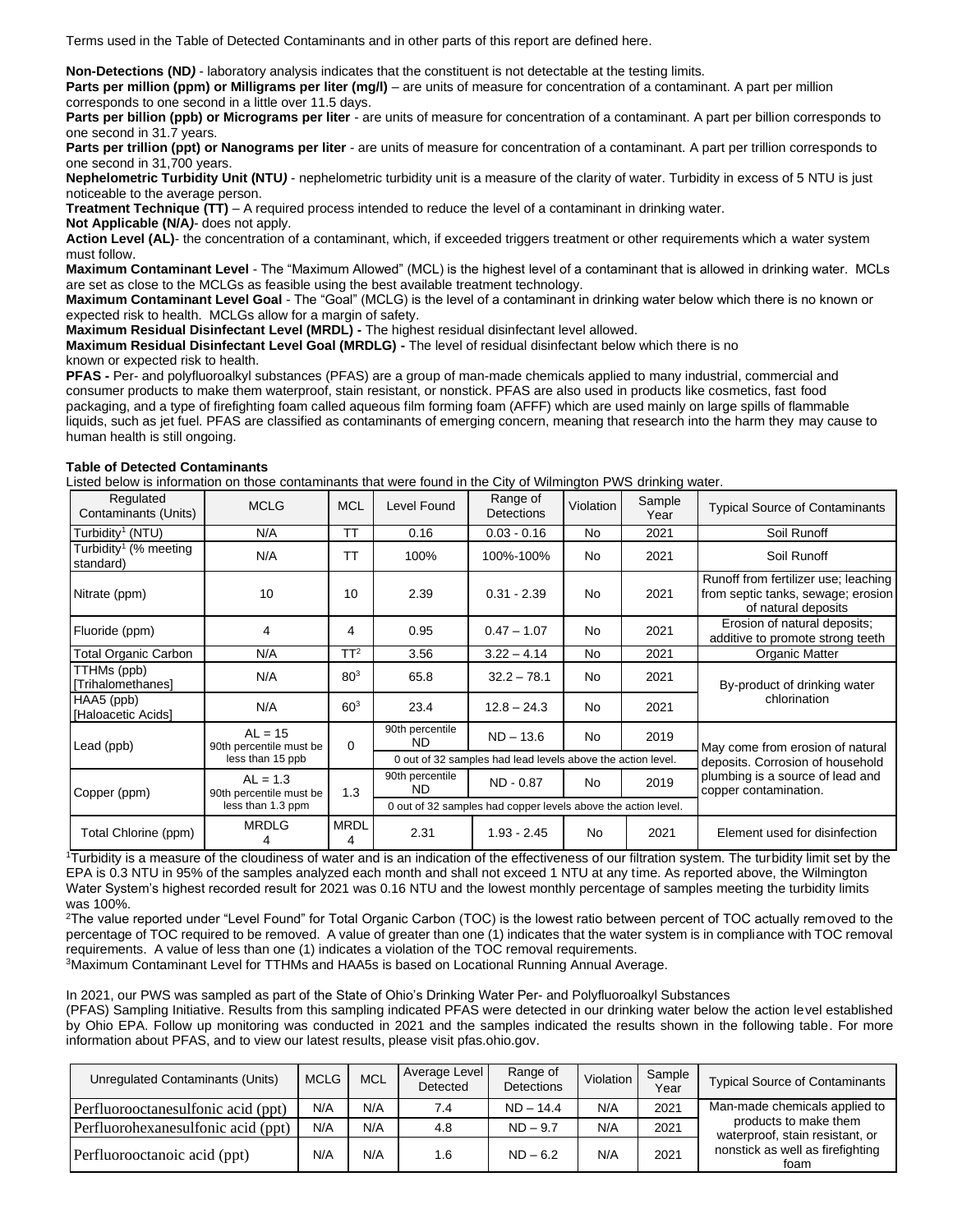Terms used in the Table of Detected Contaminants and in other parts of this report are defined here.

**Non-Detections (ND)** - laboratory analysis indicates that the constituent is not detectable at the testing limits.
**Parts per million (ppm) or Milligrams per liter (mg/l)** – are units of measure for concentration of a contaminant. A part per million corresponds to one second in a little over 11.5 days.
**Parts per billion (ppb) or Micrograms per liter** - are units of measure for concentration of a contaminant. A part per billion corresponds to one second in 31.7 years.
**Parts per trillion (ppt) or Nanograms per liter** - are units of measure for concentration of a contaminant. A part per trillion corresponds to one second in 31,700 years.
**Nephelometric Turbidity Unit (NTU)** - nephelometric turbidity unit is a measure of the clarity of water. Turbidity in excess of 5 NTU is just noticeable to the average person.
**Treatment Technique (TT)** – A required process intended to reduce the level of a contaminant in drinking water.
**Not Applicable (N/A)**- does not apply.
**Action Level (AL)**- the concentration of a contaminant, which, if exceeded triggers treatment or other requirements which a water system must follow.
**Maximum Contaminant Level** - The "Maximum Allowed" (MCL) is the highest level of a contaminant that is allowed in drinking water. MCLs are set as close to the MCLGs as feasible using the best available treatment technology.
**Maximum Contaminant Level Goal** - The "Goal" (MCLG) is the level of a contaminant in drinking water below which there is no known or expected risk to health. MCLGs allow for a margin of safety.
**Maximum Residual Disinfectant Level (MRDL) -** The highest residual disinfectant level allowed.
**Maximum Residual Disinfectant Level Goal (MRDLG) -** The level of residual disinfectant below which there is no known or expected risk to health.
**PFAS -** Per- and polyfluoroalkyl substances (PFAS) are a group of man-made chemicals applied to many industrial, commercial and consumer products to make them waterproof, stain resistant, or nonstick. PFAS are also used in products like cosmetics, fast food packaging, and a type of firefighting foam called aqueous film forming foam (AFFF) which are used mainly on large spills of flammable liquids, such as jet fuel. PFAS are classified as contaminants of emerging concern, meaning that research into the harm they may cause to human health is still ongoing.

**Table of Detected Contaminants**

Listed below is information on those contaminants that were found in the City of Wilmington PWS drinking water.

| Regulated Contaminants (Units) | MCLG | MCL | Level Found | Range of Detections | Violation | Sample Year | Typical Source of Contaminants |
|---|---|---|---|---|---|---|---|
| Turbidity[1] (NTU) | N/A | TT | 0.16 | 0.03 - 0.16 | No | 2021 | Soil Runoff |
| Turbidity[1] (% meeting standard) | N/A | TT | 100% | 100%-100% | No | 2021 | Soil Runoff |
| Nitrate (ppm) | 10 | 10 | 2.39 | 0.31 - 2.39 | No | 2021 | Runoff from fertilizer use; leaching from septic tanks, sewage; erosion of natural deposits |
| Fluoride (ppm) | 4 | 4 | 0.95 | 0.47 – 1.07 | No | 2021 | Erosion of natural deposits; additive to promote strong teeth |
| Total Organic Carbon | N/A | TT[2] | 3.56 | 3.22 – 4.14 | No | 2021 | Organic Matter |
| TTHMs (ppb) [Trihalomethanes] | N/A | 80[3] | 65.8 | 32.2 – 78.1 | No | 2021 | By-product of drinking water chlorination |
| HAA5 (ppb) [Haloacetic Acids] | N/A | 60[3] | 23.4 | 12.8 – 24.3 | No | 2021 | By-product of drinking water chlorination |
| Lead (ppb) | AL = 15 90th percentile must be less than 15 ppb | 0 | 90th percentile ND | ND – 13.6 | No | 2019 | May come from erosion of natural deposits. Corrosion of household plumbing is a source of lead and copper contamination. |
| | | | 0 out of 32 samples had lead levels above the action level. | | | | |
| Copper (ppm) | AL = 1.3 90th percentile must be less than 1.3 ppm | 1.3 | 90th percentile ND | ND - 0.87 | No | 2019 | May come from erosion of natural deposits. Corrosion of household plumbing is a source of lead and copper contamination. |
| | | | 0 out of 32 samples had copper levels above the action level. | | | | |
| Total Chlorine (ppm) | MRDLG 4 | MRDL 4 | 2.31 | 1.93 - 2.45 | No | 2021 | Element used for disinfection |

[1]Turbidity is a measure of the cloudiness of water and is an indication of the effectiveness of our filtration system. The turbidity limit set by the EPA is 0.3 NTU in 95% of the samples analyzed each month and shall not exceed 1 NTU at any time. As reported above, the Wilmington Water System's highest recorded result for 2021 was 0.16 NTU and the lowest monthly percentage of samples meeting the turbidity limits was 100%.
[2]The value reported under "Level Found" for Total Organic Carbon (TOC) is the lowest ratio between percent of TOC actually removed to the percentage of TOC required to be removed. A value of greater than one (1) indicates that the water system is in compliance with TOC removal requirements. A value of less than one (1) indicates a violation of the TOC removal requirements.
[3]Maximum Contaminant Level for TTHMs and HAA5s is based on Locational Running Annual Average.

In 2021, our PWS was sampled as part of the State of Ohio's Drinking Water Per- and Polyfluoroalkyl Substances (PFAS) Sampling Initiative. Results from this sampling indicated PFAS were detected in our drinking water below the action level established by Ohio EPA. Follow up monitoring was conducted in 2021 and the samples indicated the results shown in the following table. For more information about PFAS, and to view our latest results, please visit pfas.ohio.gov.

| Unregulated Contaminants (Units) | MCLG | MCL | Average Level Detected | Range of Detections | Violation | Sample Year | Typical Source of Contaminants |
|---|---|---|---|---|---|---|---|
| Perfluorooctanesulfonic acid (ppt) | N/A | N/A | 7.4 | ND – 14.4 | N/A | 2021 | Man-made chemicals applied to products to make them waterproof, stain resistant, or nonstick as well as firefighting foam |
| Perfluorohexanesulfonic acid (ppt) | N/A | N/A | 4.8 | ND – 9.7 | N/A | 2021 | |
| Perfluorooctanoic acid (ppt) | N/A | N/A | 1.6 | ND – 6.2 | N/A | 2021 | |